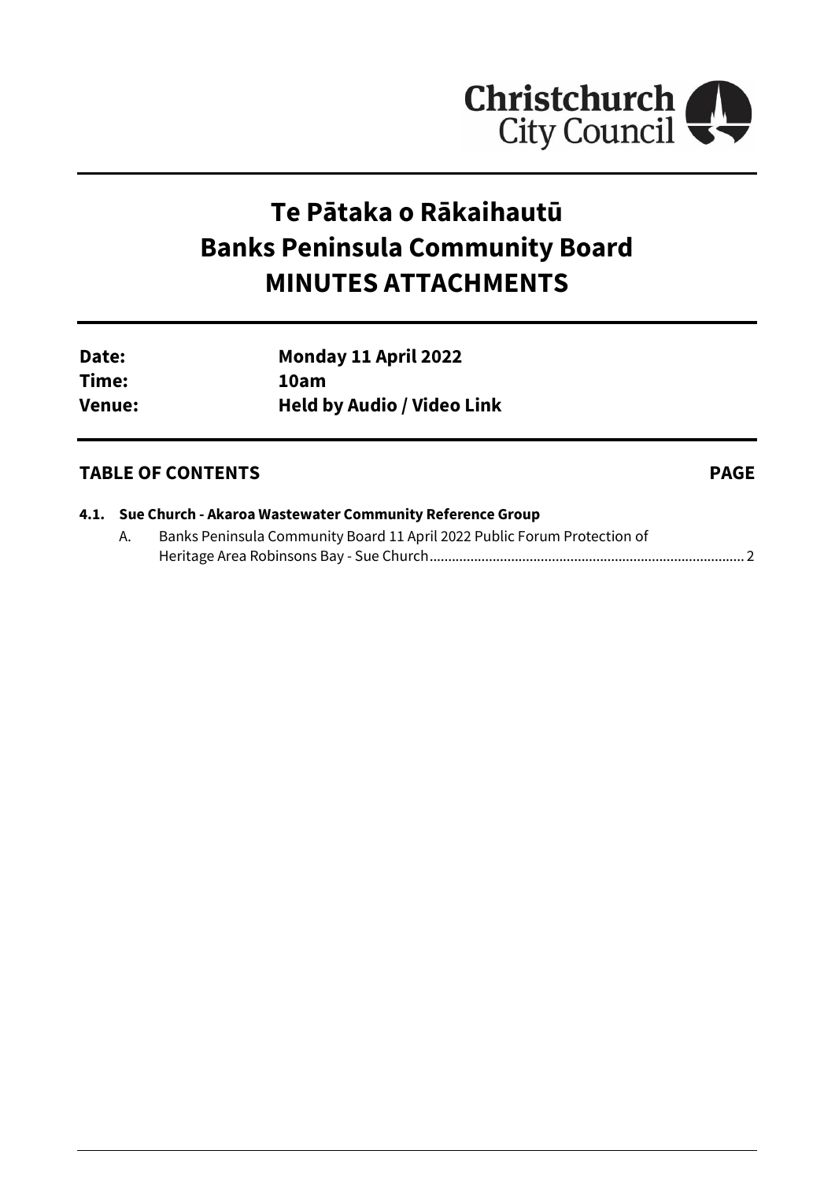Christchurch City Council

# Te Pātaka o Rākaihautū Banks Peninsula Community Board MINUTES ATTACHMENTS

| | |
|---|---|
| **Date:** | **Monday 11 April 2022** |
| **Time:** | **10am** |
| **Venue:** | **Held by Audio / Video Link** |

## TABLE OF CONTENTS **PAGE**

**4.1. Sue Church - Akaroa Wastewater Community Reference Group**

A. Banks Peninsula Community Board 11 April 2022 Public Forum Protection of Heritage Area Robinsons Bay - Sue Church .................................................................................... 2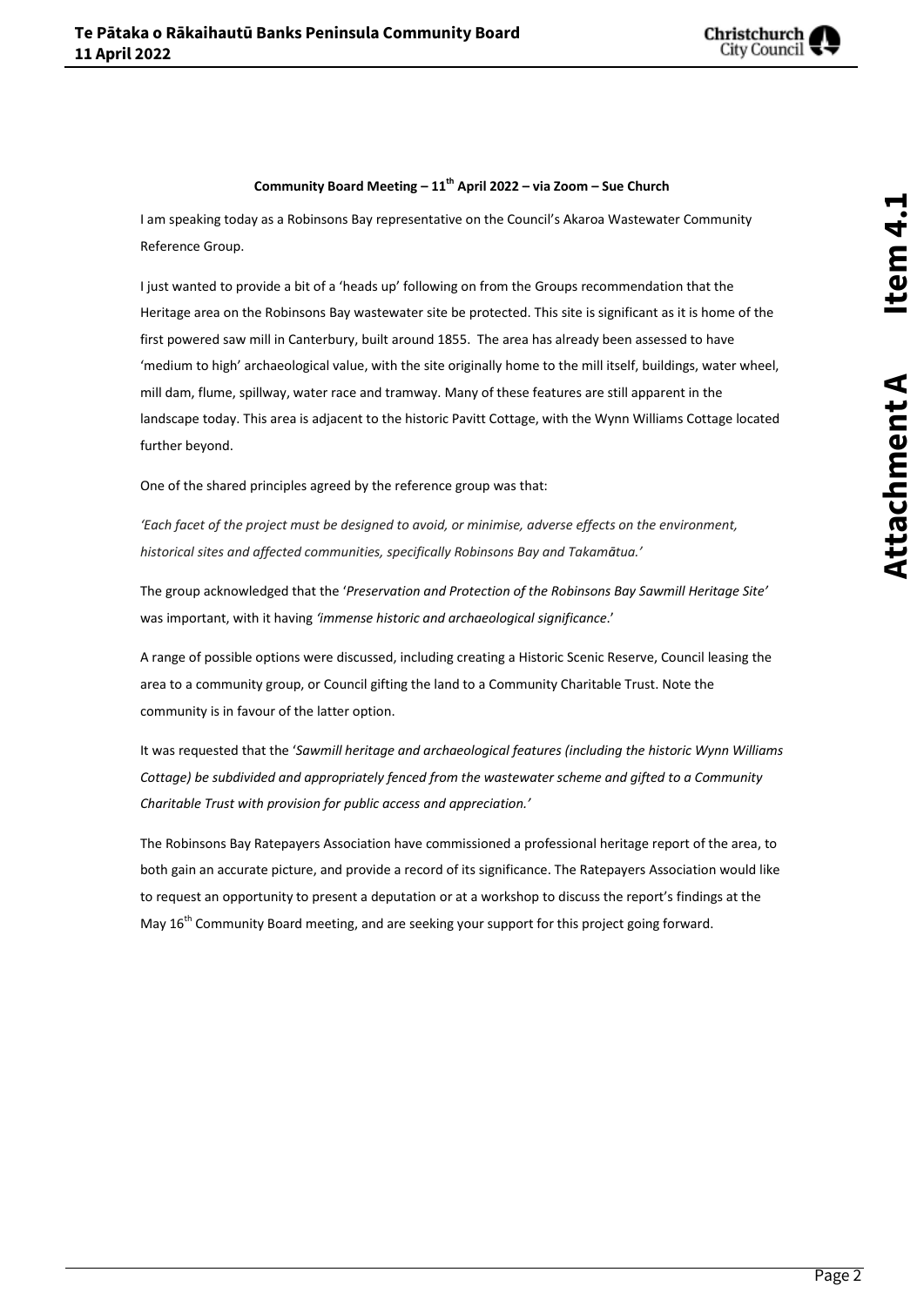**Community Board Meeting – 11th April 2022 – via Zoom – Sue Church**

I am speaking today as a Robinsons Bay representative on the Council's Akaroa Wastewater Community Reference Group.

I just wanted to provide a bit of a 'heads up' following on from the Groups recommendation that the Heritage area on the Robinsons Bay wastewater site be protected. This site is significant as it is home of the first powered saw mill in Canterbury, built around 1855. The area has already been assessed to have 'medium to high' archaeological value, with the site originally home to the mill itself, buildings, water wheel, mill dam, flume, spillway, water race and tramway. Many of these features are still apparent in the landscape today. This area is adjacent to the historic Pavitt Cottage, with the Wynn Williams Cottage located further beyond.

One of the shared principles agreed by the reference group was that:

*'Each facet of the project must be designed to avoid, or minimise, adverse effects on the environment, historical sites and affected communities, specifically Robinsons Bay and Takamātua.'*

The group acknowledged that the '*Preservation and Protection of the Robinsons Bay Sawmill Heritage Site'* was important, with it having *'immense historic and archaeological significance*.'

A range of possible options were discussed, including creating a Historic Scenic Reserve, Council leasing the area to a community group, or Council gifting the land to a Community Charitable Trust. Note the community is in favour of the latter option.

It was requested that the '*Sawmill heritage and archaeological features (including the historic Wynn Williams Cottage) be subdivided and appropriately fenced from the wastewater scheme and gifted to a Community Charitable Trust with provision for public access and appreciation.'*

The Robinsons Bay Ratepayers Association have commissioned a professional heritage report of the area, to both gain an accurate picture, and provide a record of its significance. The Ratepayers Association would like to request an opportunity to present a deputation or at a workshop to discuss the report's findings at the May 16th Community Board meeting, and are seeking your support for this project going forward.